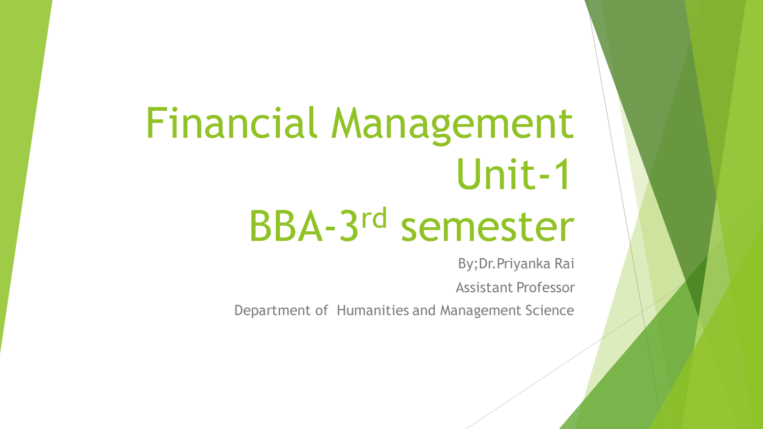# Financial Management Unit-1 BBA-3rd semester

By;Dr.Priyanka Rai

Assistant Professor

Department of Humanities and Management Science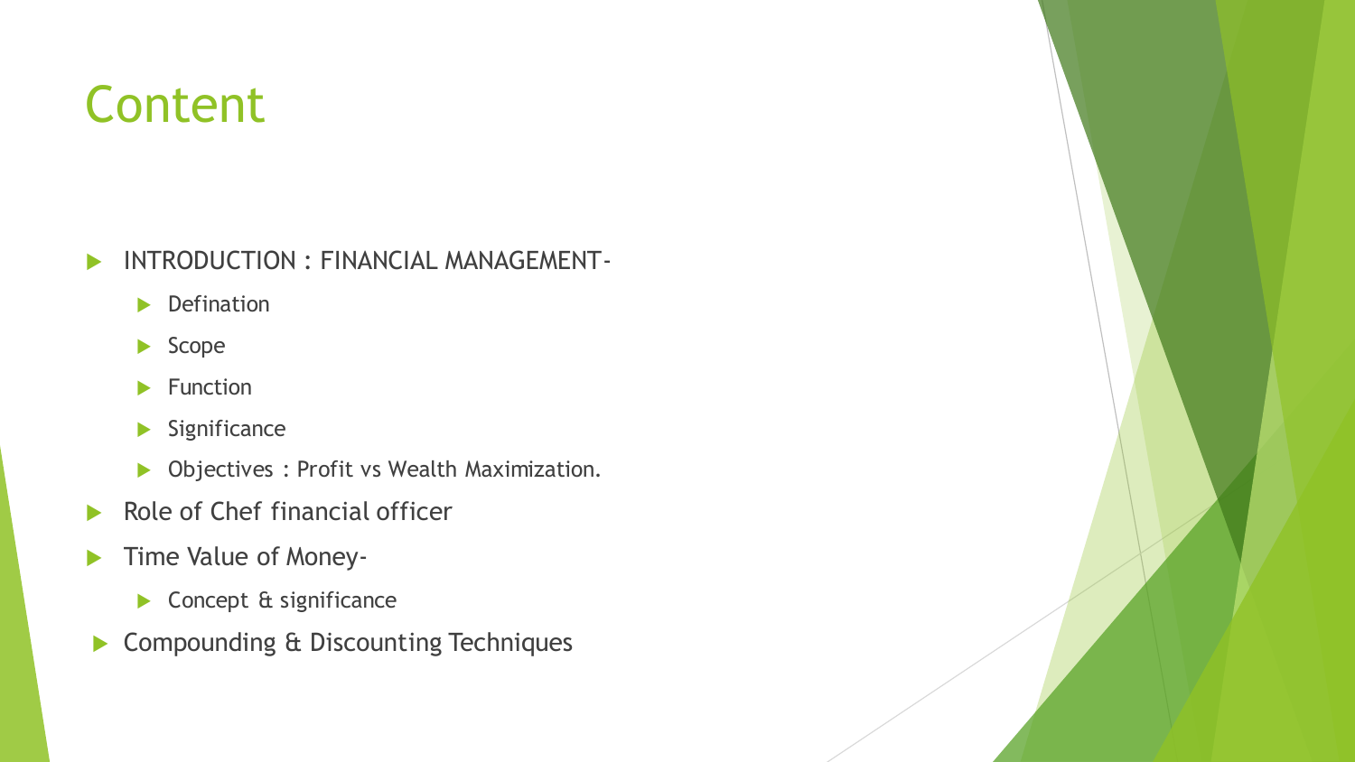# Content

- INTRODUCTION : FINANCIAL MANAGEMENT-
  - Defination
  - Scope
  - Function
  - Significance
  - Objectives : Profit vs Wealth Maximization.
- Role of Chef financial officer
- Time Value of Money-
  - Concept & significance
- Compounding & Discounting Techniques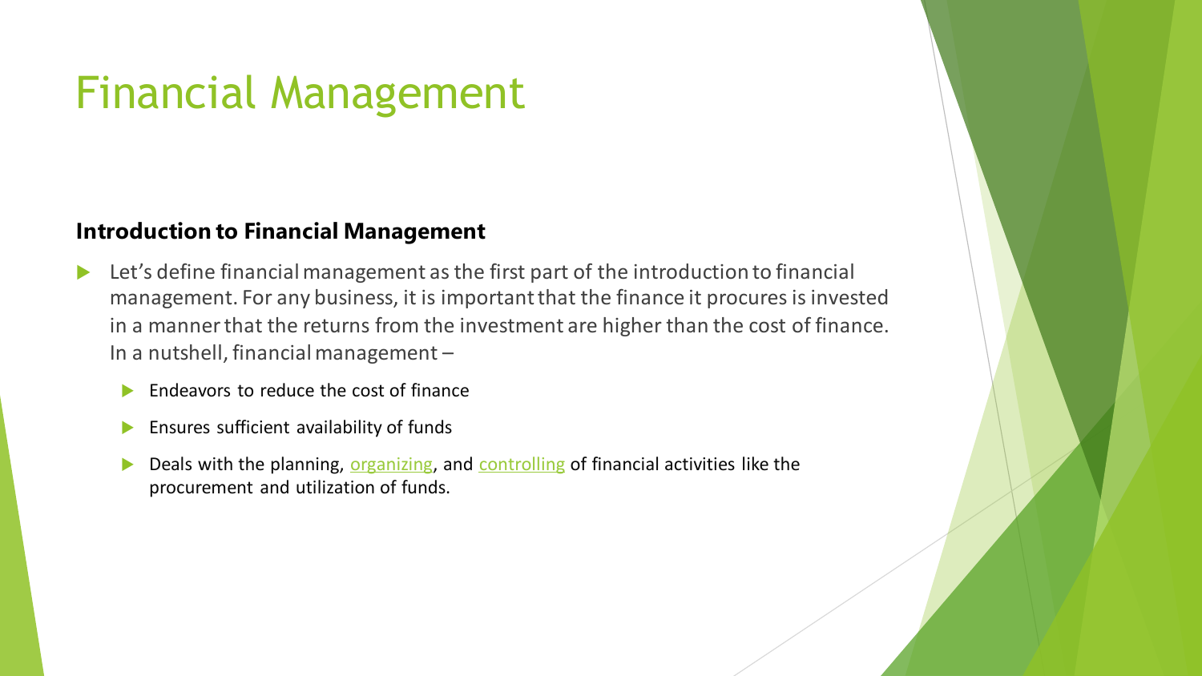# Financial Management

**Introduction to Financial Management**

- Let's define financial management as the first part of the introduction to financial management. For any business, it is important that the finance it procures is invested in a manner that the returns from the investment are higher than the cost of finance. In a nutshell, financial management –
  - Endeavors to reduce the cost of finance
  - Ensures sufficient availability of funds
  - Deals with the planning, organizing, and controlling of financial activities like the procurement and utilization of funds.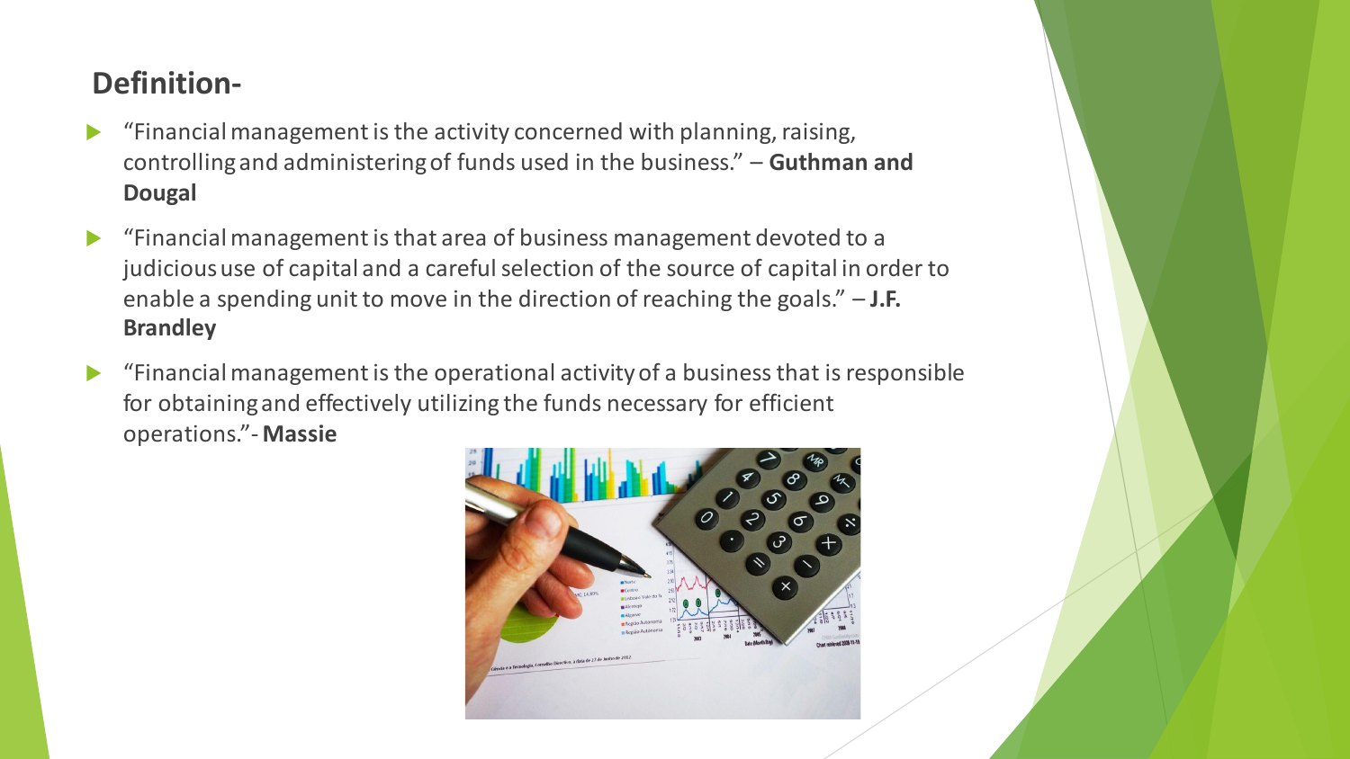## Definition-

- "Financial management is the activity concerned with planning, raising, controlling and administering of funds used in the business." – **Guthman and Dougal**
- "Financial management is that area of business management devoted to a judicious use of capital and a careful selection of the source of capital in order to enable a spending unit to move in the direction of reaching the goals." – **J.F. Brandley**
- "Financial management is the operational activity of a business that is responsible for obtaining and effectively utilizing the funds necessary for efficient operations."- **Massie**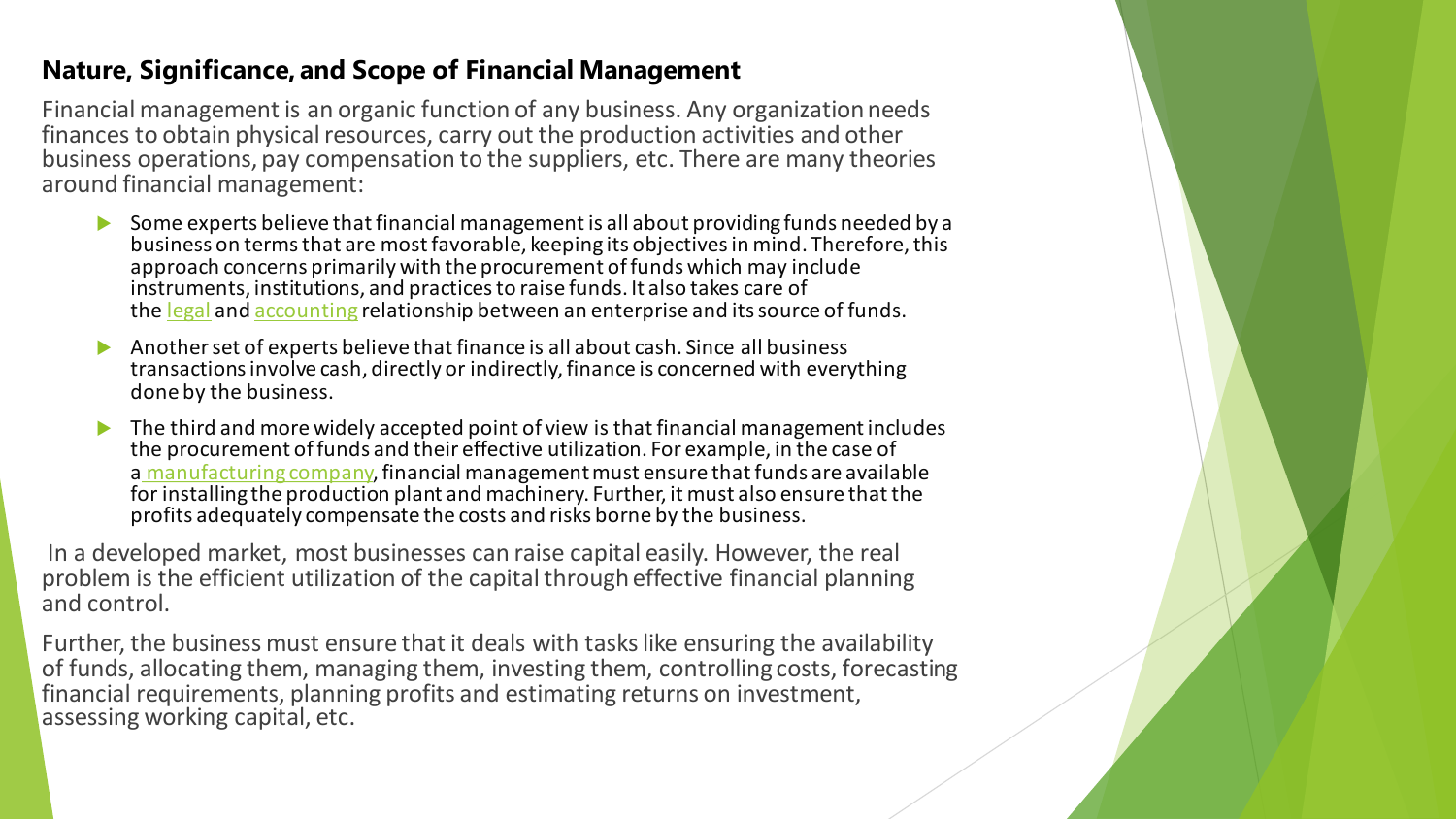## Nature, Significance, and Scope of Financial Management

Financial management is an organic function of any business. Any organization needs finances to obtain physical resources, carry out the production activities and other business operations, pay compensation to the suppliers, etc. There are many theories around financial management:

- Some experts believe that financial management is all about providing funds needed by a business on terms that are most favorable, keeping its objectives in mind. Therefore, this approach concerns primarily with the procurement of funds which may include instruments, institutions, and practices to raise funds. It also takes care of the legal and accounting relationship between an enterprise and its source of funds.
- Another set of experts believe that finance is all about cash. Since all business transactions involve cash, directly or indirectly, finance is concerned with everything done by the business.
- The third and more widely accepted point of view is that financial management includes the procurement of funds and their effective utilization. For example, in the case of a manufacturing company, financial management must ensure that funds are available for installing the production plant and machinery. Further, it must also ensure that the profits adequately compensate the costs and risks borne by the business.

In a developed market, most businesses can raise capital easily. However, the real problem is the efficient utilization of the capital through effective financial planning and control.

Further, the business must ensure that it deals with tasks like ensuring the availability of funds, allocating them, managing them, investing them, controlling costs, forecasting financial requirements, planning profits and estimating returns on investment, assessing working capital, etc.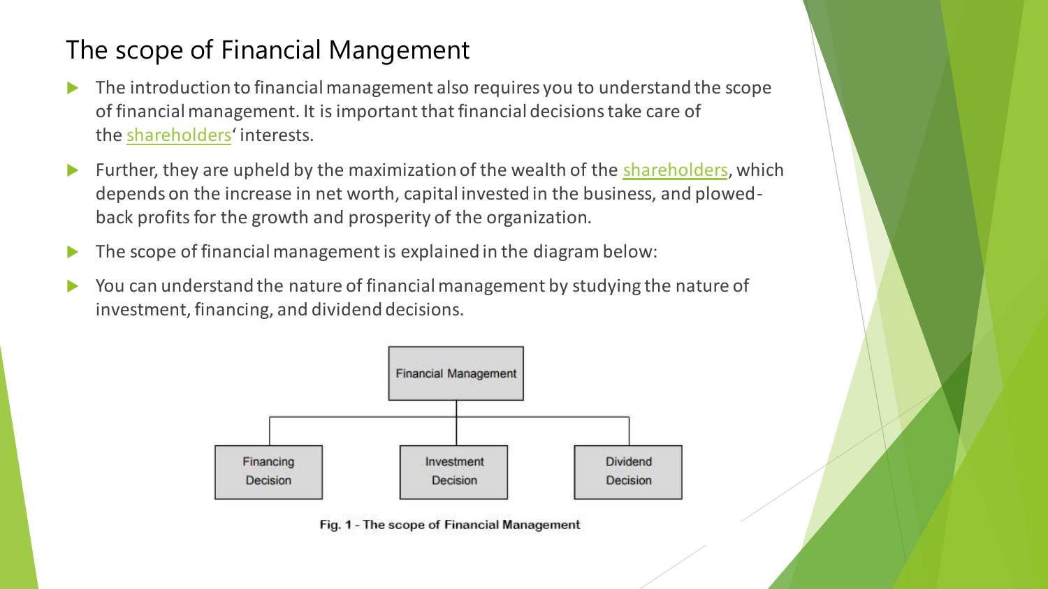## The scope of Financial Mangement

- The introduction to financial management also requires you to understand the scope of financial management. It is important that financial decisions take care of the shareholders' interests.
- Further, they are upheld by the maximization of the wealth of the shareholders, which depends on the increase in net worth, capital invested in the business, and plowed-back profits for the growth and prosperity of the organization.
- The scope of financial management is explained in the diagram below:
- You can understand the nature of financial management by studying the nature of investment, financing, and dividend decisions.

Financial Management

Financing Decision

Investment Decision

Dividend Decision

Fig. 1 - The scope of Financial Management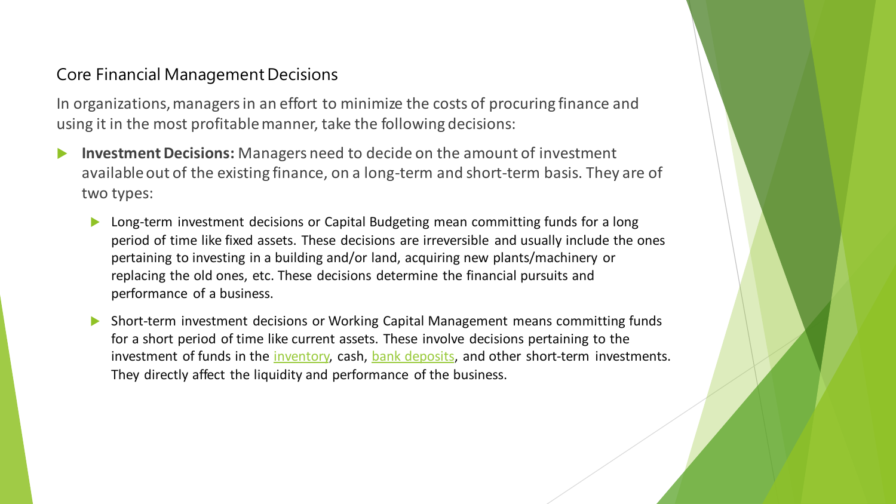## Core Financial Management Decisions

In organizations, managers in an effort to minimize the costs of procuring finance and using it in the most profitable manner, take the following decisions:

- **Investment Decisions:** Managers need to decide on the amount of investment available out of the existing finance, on a long-term and short-term basis. They are of two types:
  - Long-term investment decisions or Capital Budgeting mean committing funds for a long period of time like fixed assets. These decisions are irreversible and usually include the ones pertaining to investing in a building and/or land, acquiring new plants/machinery or replacing the old ones, etc. These decisions determine the financial pursuits and performance of a business.
  - Short-term investment decisions or Working Capital Management means committing funds for a short period of time like current assets. These involve decisions pertaining to the investment of funds in the inventory, cash, bank deposits, and other short-term investments. They directly affect the liquidity and performance of the business.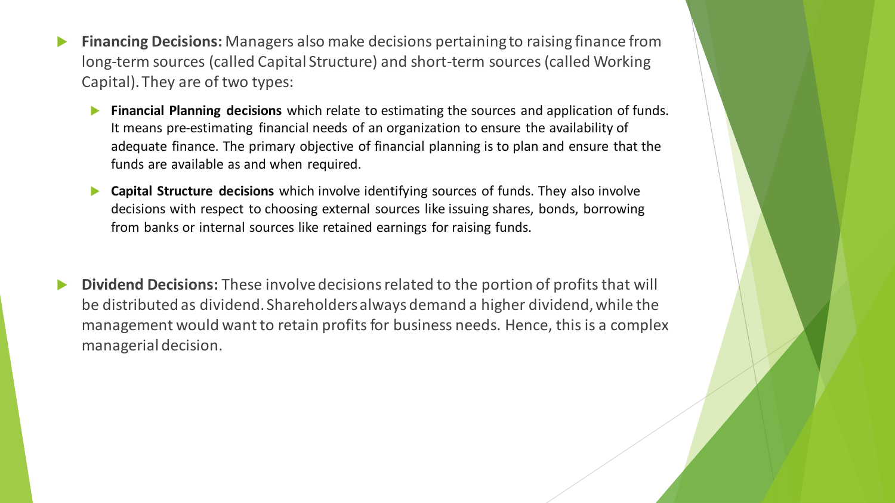- **Financing Decisions:** Managers also make decisions pertaining to raising finance from long-term sources (called Capital Structure) and short-term sources (called Working Capital). They are of two types:
  - **Financial Planning decisions** which relate to estimating the sources and application of funds. It means pre-estimating financial needs of an organization to ensure the availability of adequate finance. The primary objective of financial planning is to plan and ensure that the funds are available as and when required.
  - **Capital Structure decisions** which involve identifying sources of funds. They also involve decisions with respect to choosing external sources like issuing shares, bonds, borrowing from banks or internal sources like retained earnings for raising funds.

- **Dividend Decisions:** These involve decisions related to the portion of profits that will be distributed as dividend. Shareholders always demand a higher dividend, while the management would want to retain profits for business needs. Hence, this is a complex managerial decision.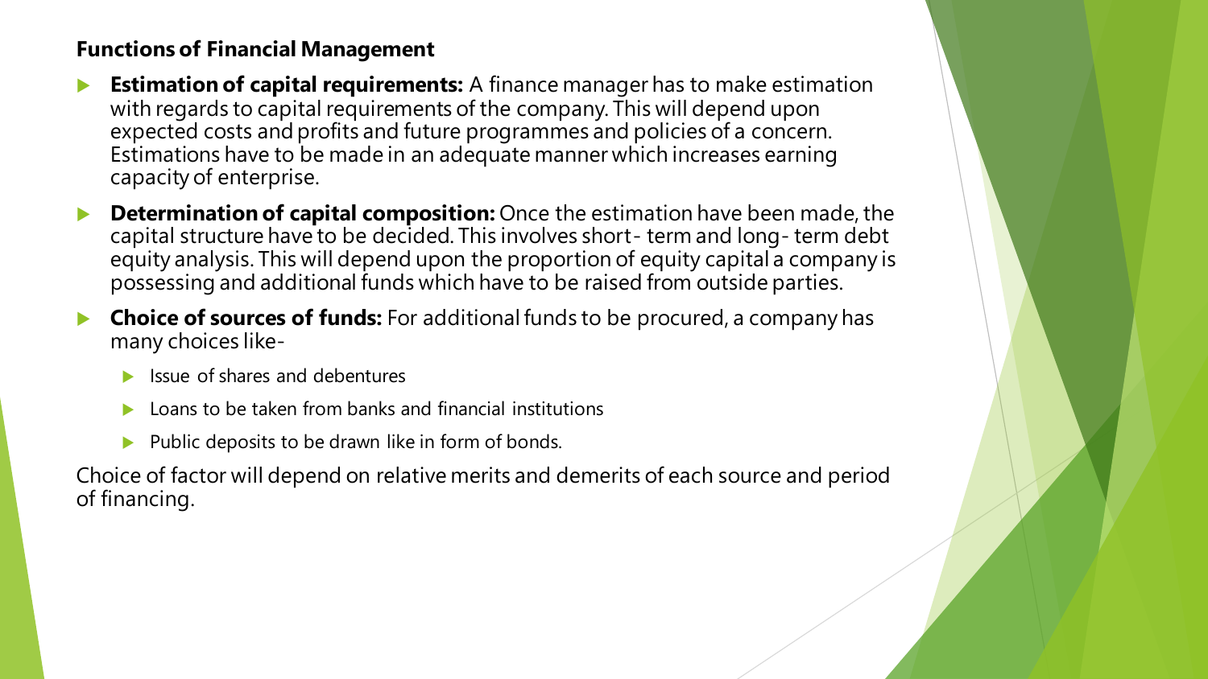**Functions of Financial Management**

- **Estimation of capital requirements:** A finance manager has to make estimation with regards to capital requirements of the company. This will depend upon expected costs and profits and future programmes and policies of a concern. Estimations have to be made in an adequate manner which increases earning capacity of enterprise.
- **Determination of capital composition:** Once the estimation have been made, the capital structure have to be decided. This involves short- term and long- term debt equity analysis. This will depend upon the proportion of equity capital a company is possessing and additional funds which have to be raised from outside parties.
- **Choice of sources of funds:** For additional funds to be procured, a company has many choices like-
  - Issue of shares and debentures
  - Loans to be taken from banks and financial institutions
  - Public deposits to be drawn like in form of bonds.

Choice of factor will depend on relative merits and demerits of each source and period of financing.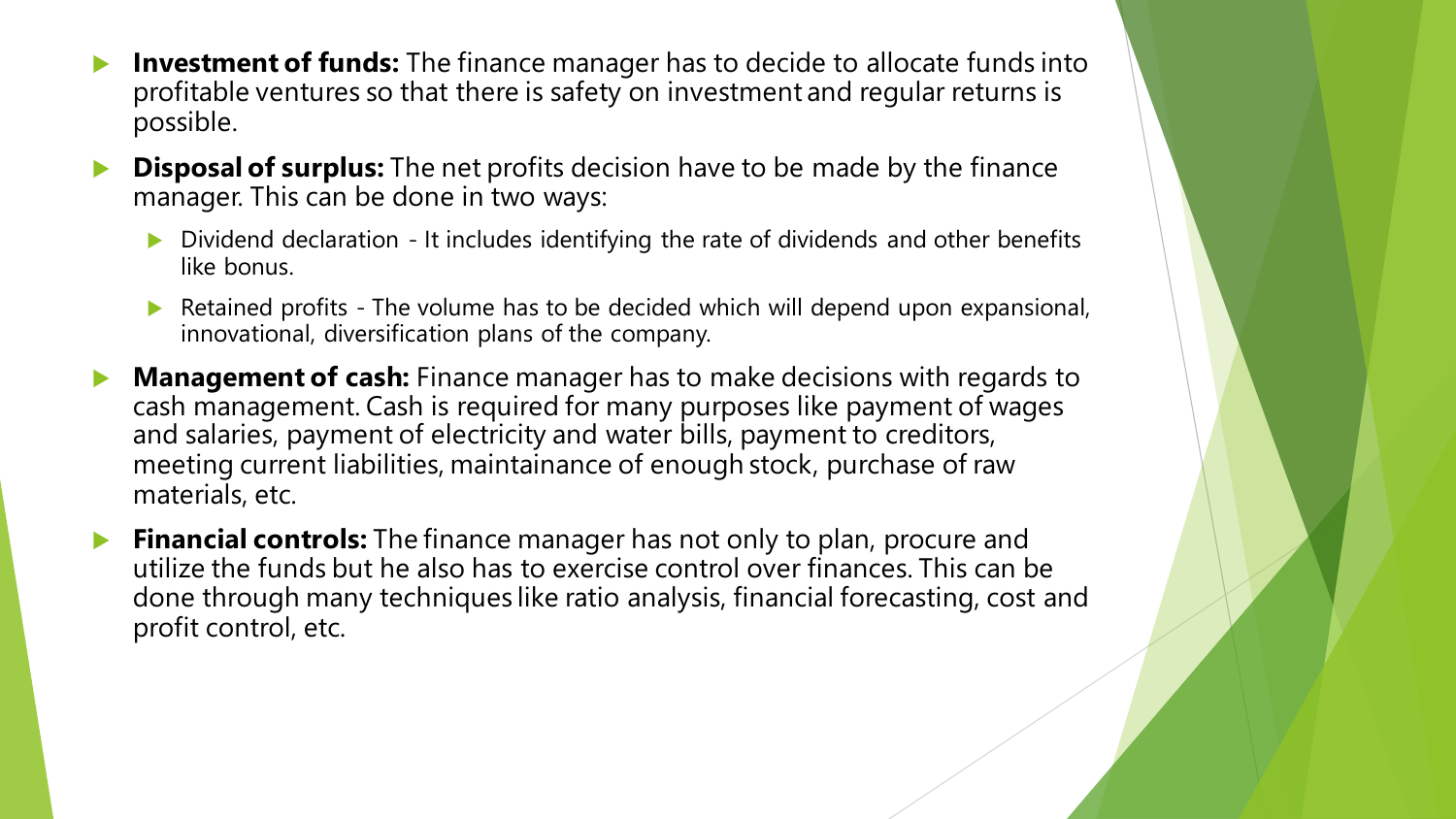- **Investment of funds:** The finance manager has to decide to allocate funds into profitable ventures so that there is safety on investment and regular returns is possible.
- **Disposal of surplus:** The net profits decision have to be made by the finance manager. This can be done in two ways:
  - Dividend declaration - It includes identifying the rate of dividends and other benefits like bonus.
  - Retained profits - The volume has to be decided which will depend upon expansional, innovational, diversification plans of the company.
- **Management of cash:** Finance manager has to make decisions with regards to cash management. Cash is required for many purposes like payment of wages and salaries, payment of electricity and water bills, payment to creditors, meeting current liabilities, maintainance of enough stock, purchase of raw materials, etc.
- **Financial controls:** The finance manager has not only to plan, procure and utilize the funds but he also has to exercise control over finances. This can be done through many techniques like ratio analysis, financial forecasting, cost and profit control, etc.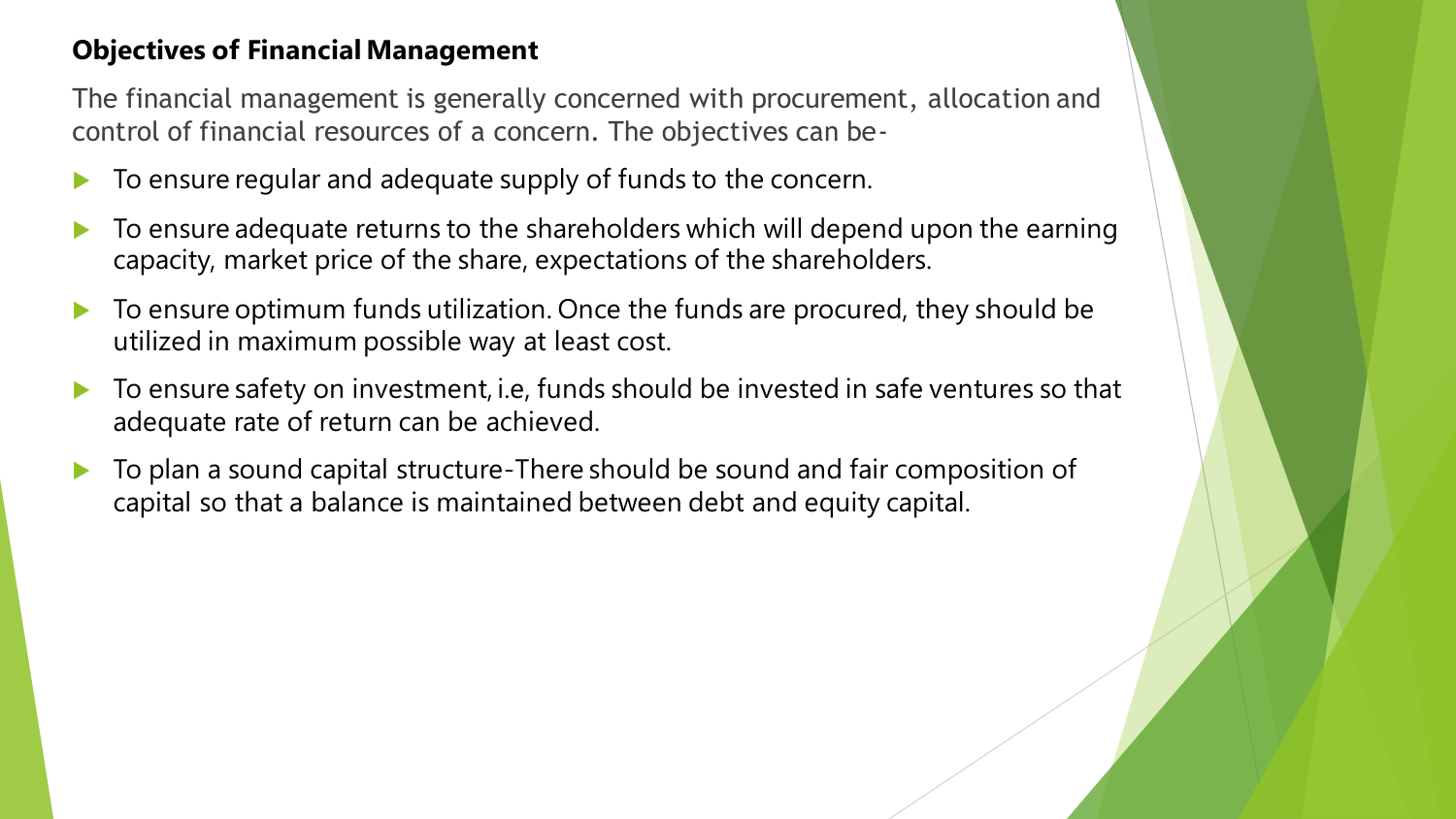## Objectives of Financial Management

The financial management is generally concerned with procurement, allocation and control of financial resources of a concern. The objectives can be-

- To ensure regular and adequate supply of funds to the concern.
- To ensure adequate returns to the shareholders which will depend upon the earning capacity, market price of the share, expectations of the shareholders.
- To ensure optimum funds utilization. Once the funds are procured, they should be utilized in maximum possible way at least cost.
- To ensure safety on investment, i.e, funds should be invested in safe ventures so that adequate rate of return can be achieved.
- To plan a sound capital structure-There should be sound and fair composition of capital so that a balance is maintained between debt and equity capital.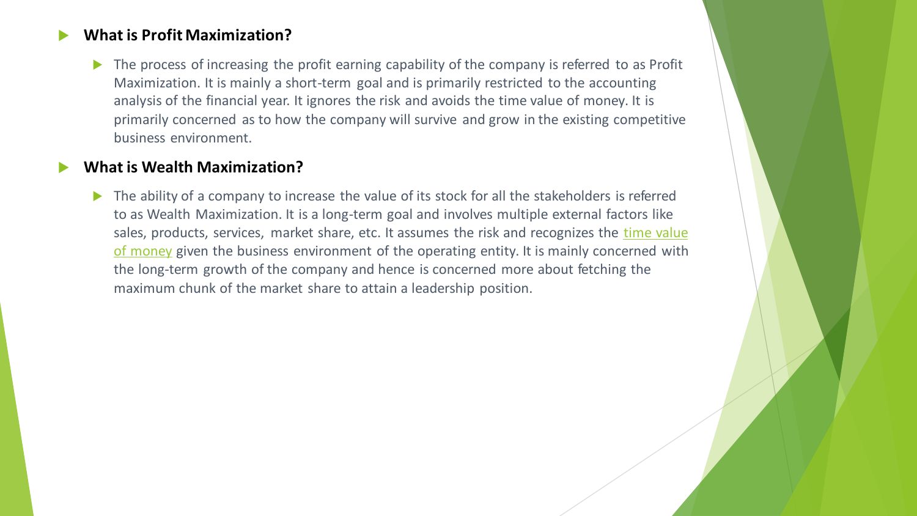- **What is Profit Maximization?**
  - The process of increasing the profit earning capability of the company is referred to as Profit Maximization. It is mainly a short-term goal and is primarily restricted to the accounting analysis of the financial year. It ignores the risk and avoids the time value of money. It is primarily concerned as to how the company will survive and grow in the existing competitive business environment.
- **What is Wealth Maximization?**
  - The ability of a company to increase the value of its stock for all the stakeholders is referred to as Wealth Maximization. It is a long-term goal and involves multiple external factors like sales, products, services, market share, etc. It assumes the risk and recognizes the time value of money given the business environment of the operating entity. It is mainly concerned with the long-term growth of the company and hence is concerned more about fetching the maximum chunk of the market share to attain a leadership position.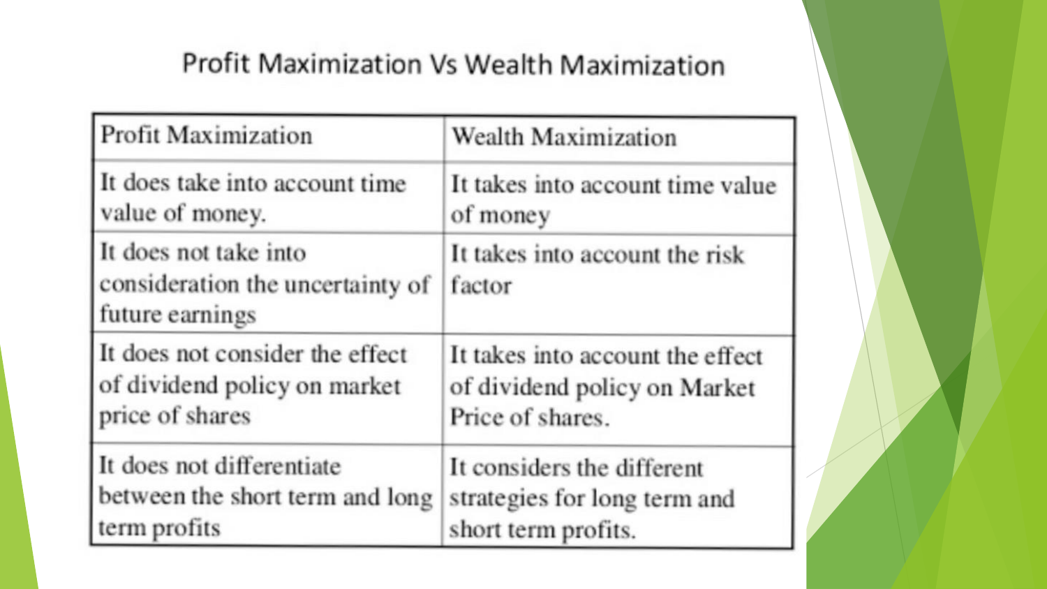# Profit Maximization Vs Wealth Maximization

| Profit Maximization | Wealth Maximization |
| --- | --- |
| It does take into account time value of money. | It takes into account time value of money |
| It does not take into consideration the uncertainty of future earnings | It takes into account the risk factor |
| It does not consider the effect of dividend policy on market price of shares | It takes into account the effect of dividend policy on Market Price of shares. |
| It does not differentiate between the short term and long term profits | It considers the different strategies for long term and short term profits. |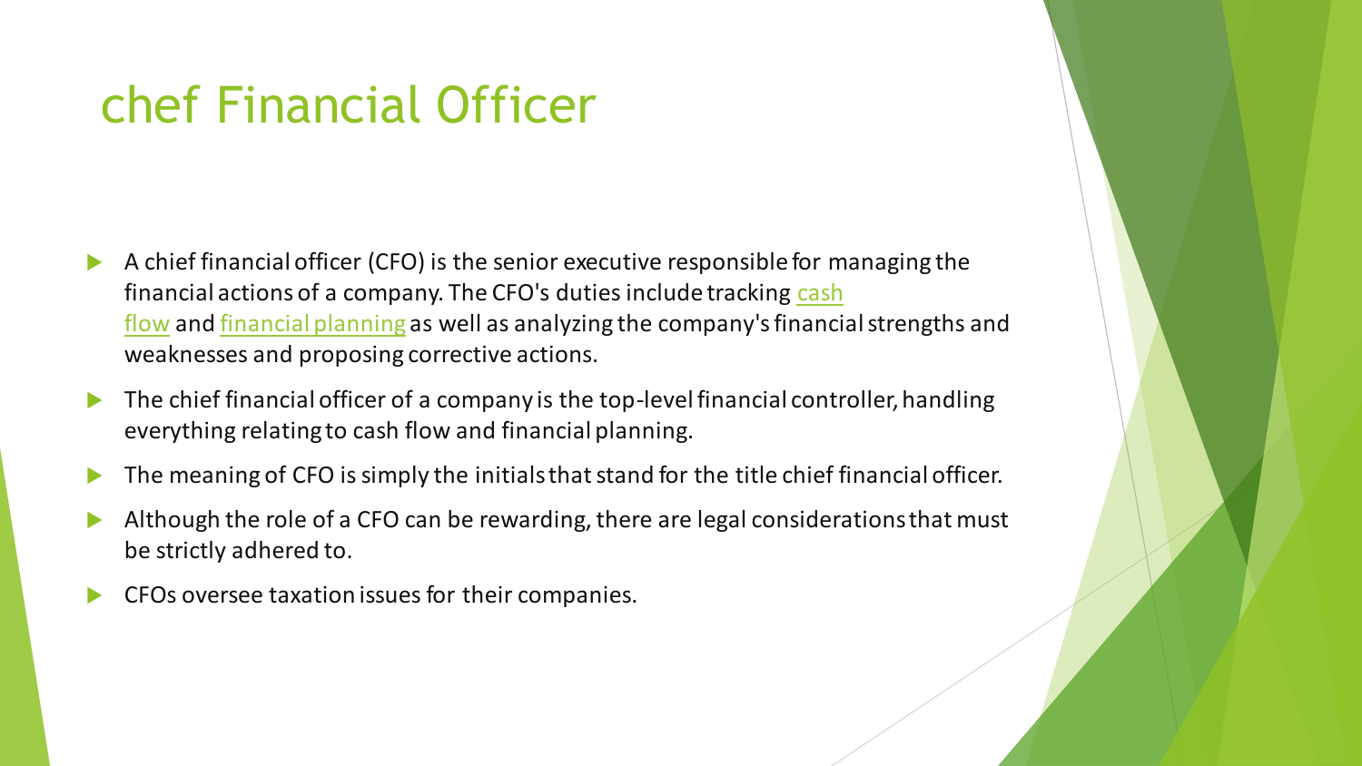# chef Financial Officer

- A chief financial officer (CFO) is the senior executive responsible for managing the financial actions of a company. The CFO's duties include tracking cash flow and financial planning as well as analyzing the company's financial strengths and weaknesses and proposing corrective actions.
- The chief financial officer of a company is the top-level financial controller, handling everything relating to cash flow and financial planning.
- The meaning of CFO is simply the initials that stand for the title chief financial officer.
- Although the role of a CFO can be rewarding, there are legal considerations that must be strictly adhered to.
- CFOs oversee taxation issues for their companies.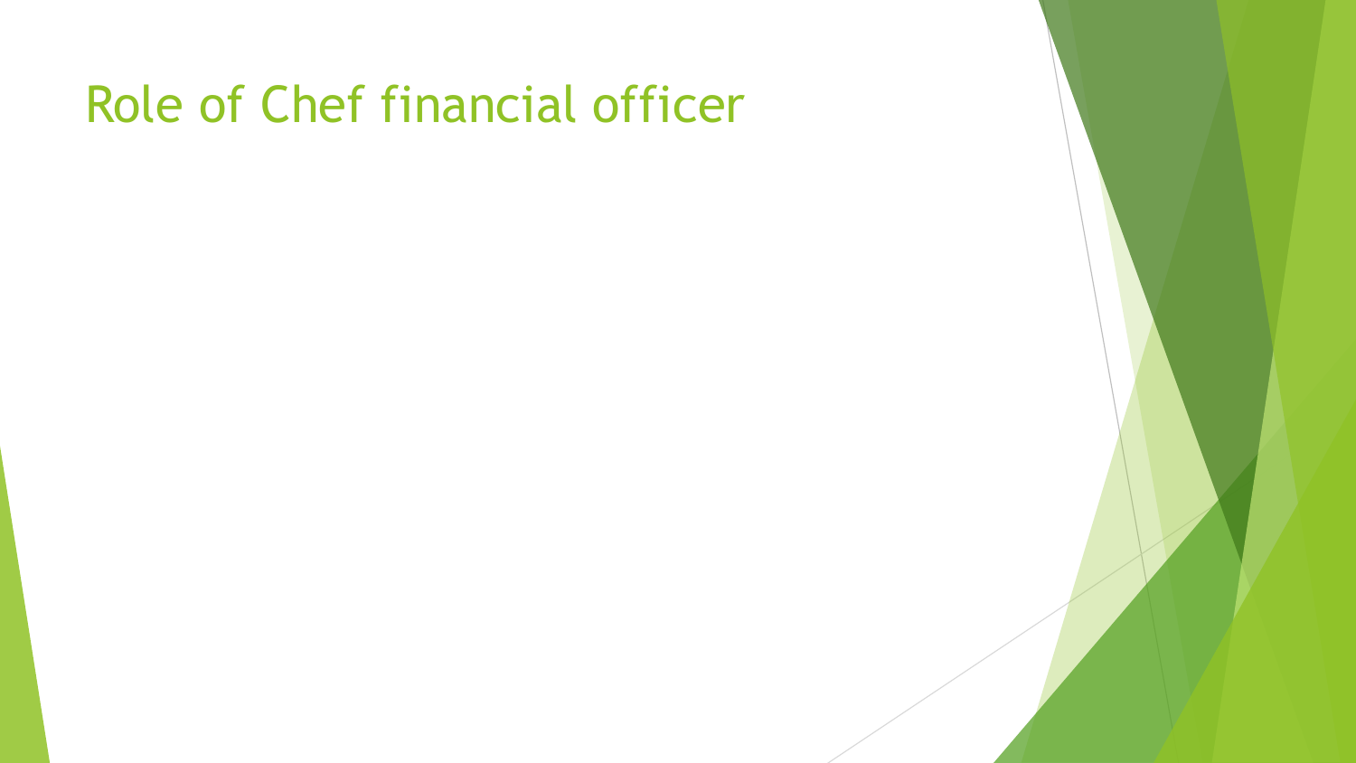# Role of Chef financial officer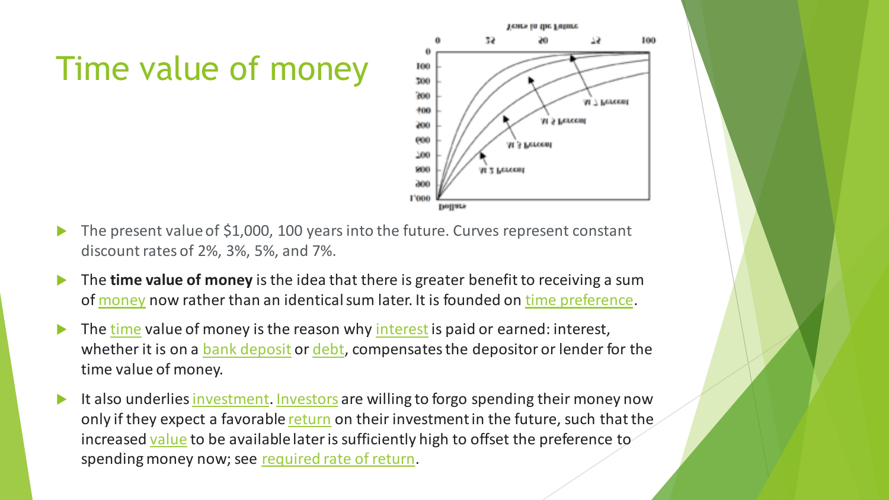# Time value of money

Years in the Future

0 25 50 75 100

Dollars

0 100 200 300 400 500 600 700 800 900 1,000

At 2 Percent

At 3 Percent

At 5 Percent

At 7 Percent

- The present value of $1,000, 100 years into the future. Curves represent constant discount rates of 2%, 3%, 5%, and 7%.
- The **time value of money** is the idea that there is greater benefit to receiving a sum of money now rather than an identical sum later. It is founded on time preference.
- The time value of money is the reason why interest is paid or earned: interest, whether it is on a bank deposit or debt, compensates the depositor or lender for the time value of money.
- It also underlies investment. Investors are willing to forgo spending their money now only if they expect a favorable return on their investment in the future, such that the increased value to be available later is sufficiently high to offset the preference to spending money now; see required rate of return.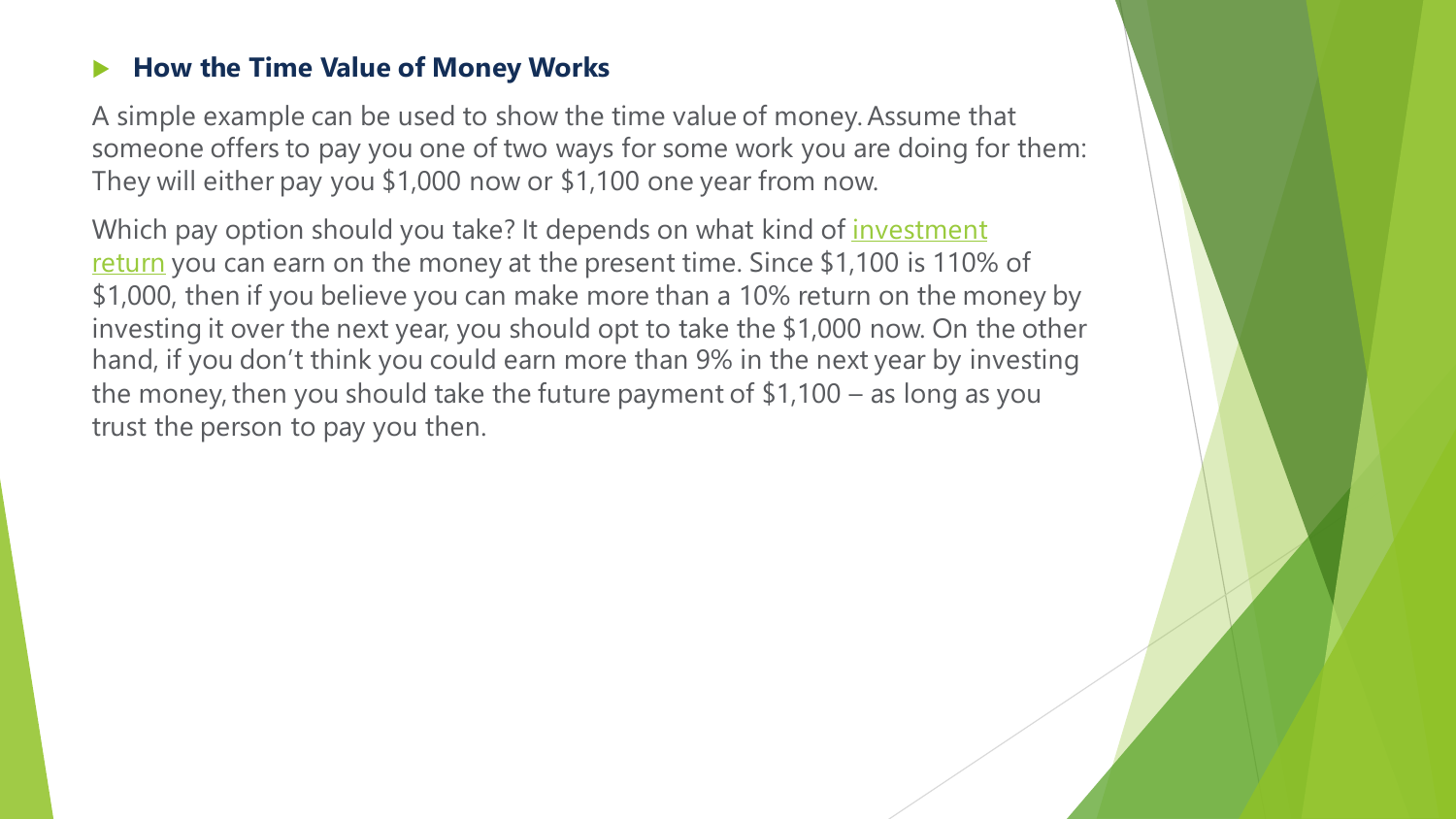## How the Time Value of Money Works

A simple example can be used to show the time value of money. Assume that someone offers to pay you one of two ways for some work you are doing for them: They will either pay you $1,000 now or $1,100 one year from now.

Which pay option should you take? It depends on what kind of investment return you can earn on the money at the present time. Since $1,100 is 110% of $1,000, then if you believe you can make more than a 10% return on the money by investing it over the next year, you should opt to take the $1,000 now. On the other hand, if you don't think you could earn more than 9% in the next year by investing the money, then you should take the future payment of $1,100 – as long as you trust the person to pay you then.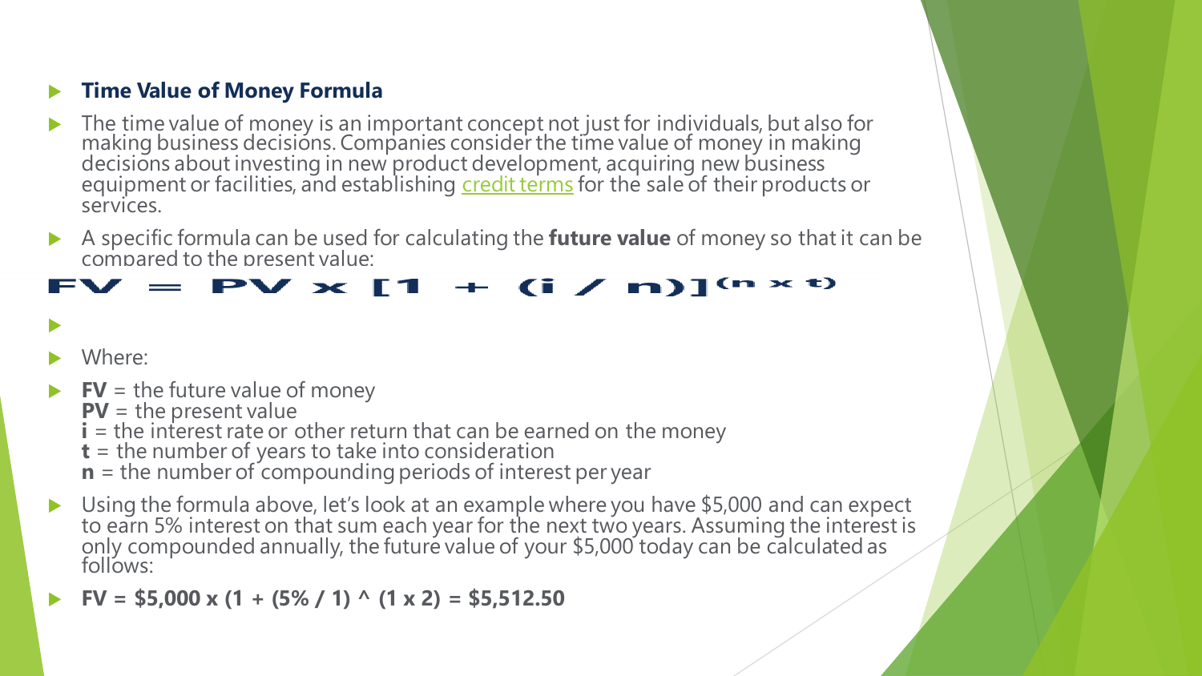- **Time Value of Money Formula**
- The time value of money is an important concept not just for individuals, but also for making business decisions. Companies consider the time value of money in making decisions about investing in new product development, acquiring new business equipment or facilities, and establishing credit terms for the sale of their products or services.
- A specific formula can be used for calculating the **future value** of money so that it can be compared to the present value:

$$FV = PV \times [1 + (i / n)]^{(n \times t)}$$

- Where:
- **FV** = the future value of money
  **PV** = the present value
  **i** = the interest rate or other return that can be earned on the money
  **t** = the number of years to take into consideration
  **n** = the number of compounding periods of interest per year
- Using the formula above, let's look at an example where you have $5,000 and can expect to earn 5% interest on that sum each year for the next two years. Assuming the interest is only compounded annually, the future value of your $5,000 today can be calculated as follows:
- **FV = $5,000 x (1 + (5% / 1) ^ (1 x 2) = $5,512.50**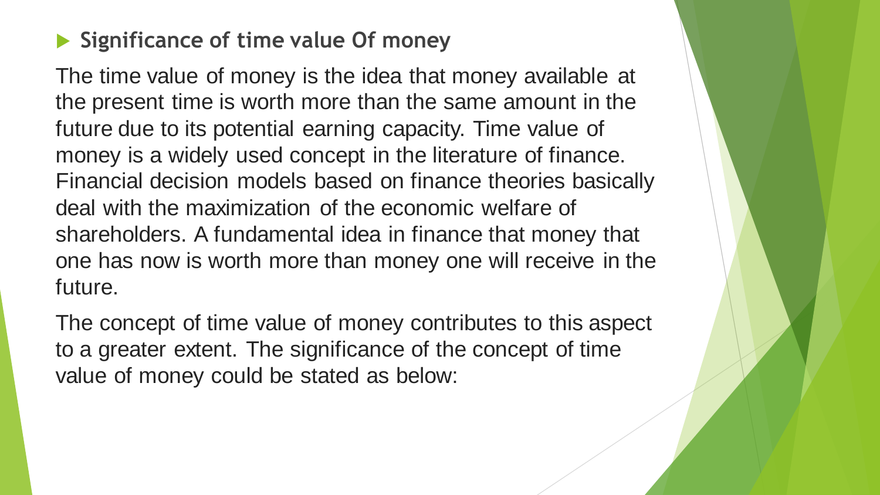## Significance of time value Of money

The time value of money is the idea that money available at the present time is worth more than the same amount in the future due to its potential earning capacity. Time value of money is a widely used concept in the literature of finance. Financial decision models based on finance theories basically deal with the maximization of the economic welfare of shareholders. A fundamental idea in finance that money that one has now is worth more than money one will receive in the future.

The concept of time value of money contributes to this aspect to a greater extent. The significance of the concept of time value of money could be stated as below: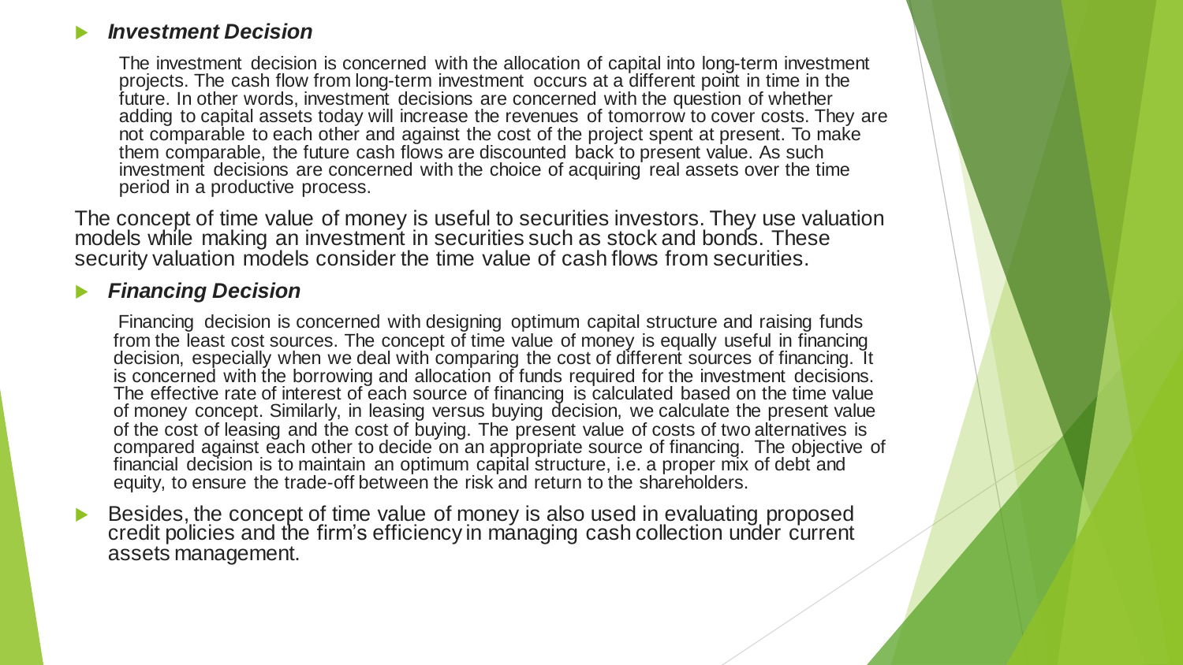- ***Investment Decision***

  The investment decision is concerned with the allocation of capital into long-term investment projects. The cash flow from long-term investment occurs at a different point in time in the future. In other words, investment decisions are concerned with the question of whether adding to capital assets today will increase the revenues of tomorrow to cover costs. They are not comparable to each other and against the cost of the project spent at present. To make them comparable, the future cash flows are discounted back to present value. As such investment decisions are concerned with the choice of acquiring real assets over the time period in a productive process.

The concept of time value of money is useful to securities investors. They use valuation models while making an investment in securities such as stock and bonds. These security valuation models consider the time value of cash flows from securities.

- ***Financing Decision***

  Financing decision is concerned with designing optimum capital structure and raising funds from the least cost sources. The concept of time value of money is equally useful in financing decision, especially when we deal with comparing the cost of different sources of financing. It is concerned with the borrowing and allocation of funds required for the investment decisions. The effective rate of interest of each source of financing is calculated based on the time value of money concept. Similarly, in leasing versus buying decision, we calculate the present value of the cost of leasing and the cost of buying. The present value of costs of two alternatives is compared against each other to decide on an appropriate source of financing. The objective of financial decision is to maintain an optimum capital structure, i.e. a proper mix of debt and equity, to ensure the trade-off between the risk and return to the shareholders.

- Besides, the concept of time value of money is also used in evaluating proposed credit policies and the firm's efficiency in managing cash collection under current assets management.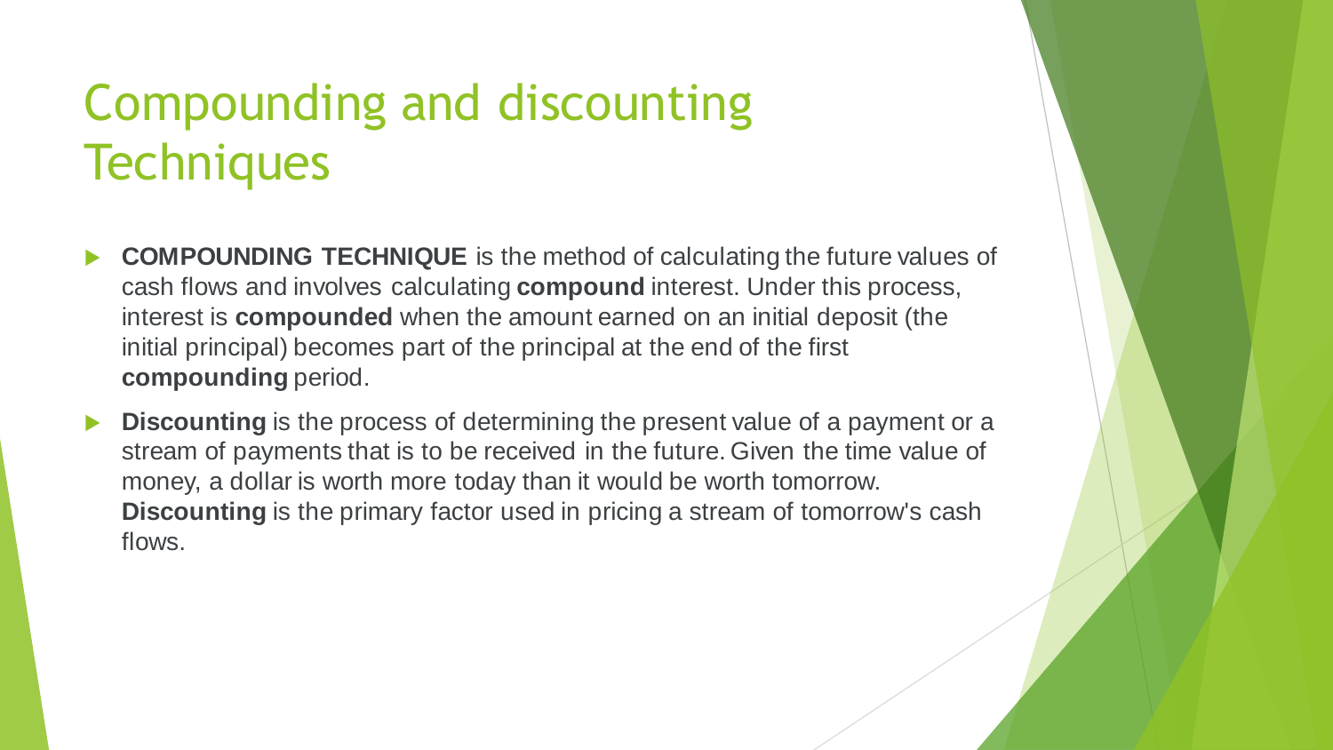# Compounding and discounting Techniques

- **COMPOUNDING TECHNIQUE** is the method of calculating the future values of cash flows and involves calculating **compound** interest. Under this process, interest is **compounded** when the amount earned on an initial deposit (the initial principal) becomes part of the principal at the end of the first **compounding** period.
- **Discounting** is the process of determining the present value of a payment or a stream of payments that is to be received in the future. Given the time value of money, a dollar is worth more today than it would be worth tomorrow. **Discounting** is the primary factor used in pricing a stream of tomorrow's cash flows.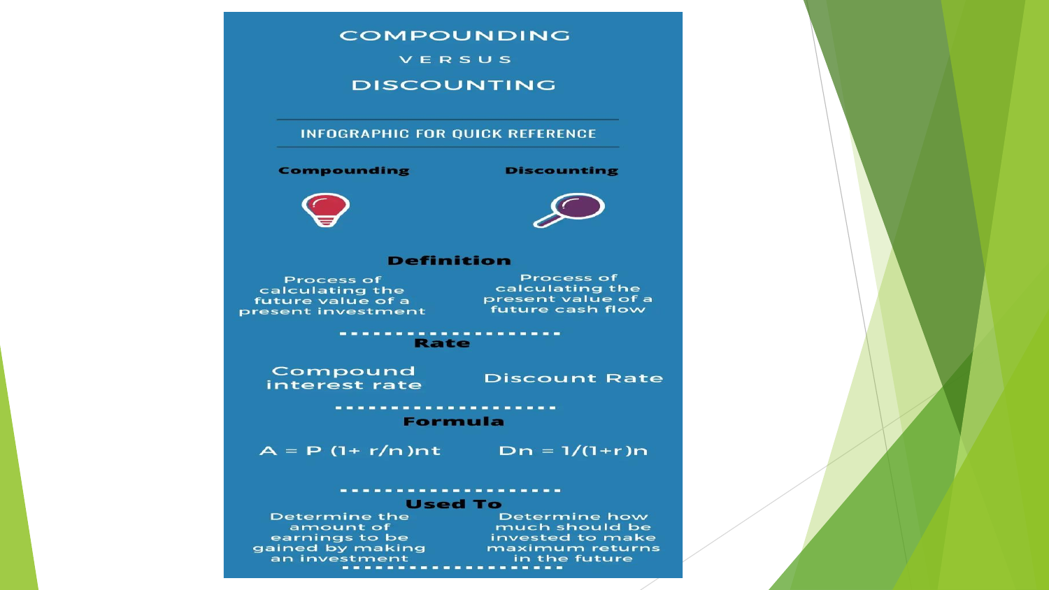# COMPOUNDING VERSUS DISCOUNTING

## INFOGRAPHIC FOR QUICK REFERENCE

| | Compounding | Discounting |
|---|---|---|
| **Definition** | Process of calculating the future value of a present investment | Process of calculating the present value of a future cash flow |
| **Rate** | Compound interest rate | Discount Rate |
| **Formula** | $A = P (1+ r/n)^{nt}$ | $D_n = 1/(1+r)^n$ |
| **Used To** | Determine the amount of earnings to be gained by making an investment | Determine how much should be invested to make maximum returns in the future |